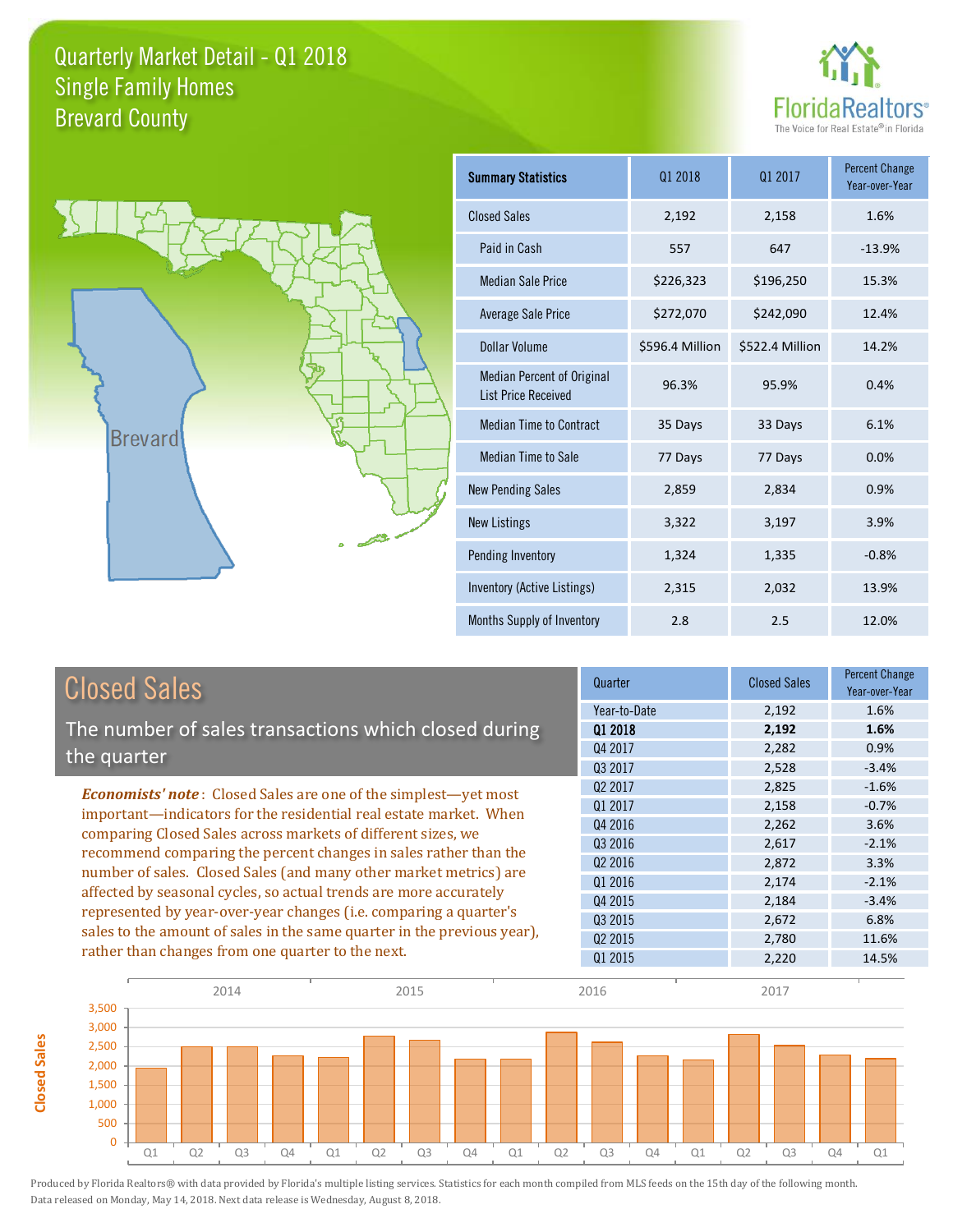# Quarterly Market Detail - Q1 2018
## Single Family Homes
## Brevard County

FloridaRealtors®
The Voice for Real Estate® in Florida

| Summary Statistics | Q1 2018 | Q1 2017 | Percent Change Year-over-Year |
|---|---|---|---|
| Closed Sales | 2,192 | 2,158 | 1.6% |
| Paid in Cash | 557 | 647 | -13.9% |
| Median Sale Price | $226,323 | $196,250 | 15.3% |
| Average Sale Price | $272,070 | $242,090 | 12.4% |
| Dollar Volume | $596.4 Million | $522.4 Million | 14.2% |
| Median Percent of Original List Price Received | 96.3% | 95.9% | 0.4% |
| Median Time to Contract | 35 Days | 33 Days | 6.1% |
| Median Time to Sale | 77 Days | 77 Days | 0.0% |
| New Pending Sales | 2,859 | 2,834 | 0.9% |
| New Listings | 3,322 | 3,197 | 3.9% |
| Pending Inventory | 1,324 | 1,335 | -0.8% |
| Inventory (Active Listings) | 2,315 | 2,032 | 13.9% |
| Months Supply of Inventory | 2.8 | 2.5 | 12.0% |

## Closed Sales

The number of sales transactions which closed during the quarter

***Economists' note***: Closed Sales are one of the simplest—yet most important—indicators for the residential real estate market. When comparing Closed Sales across markets of different sizes, we recommend comparing the percent changes in sales rather than the number of sales. Closed Sales (and many other market metrics) are affected by seasonal cycles, so actual trends are more accurately represented by year-over-year changes (i.e. comparing a quarter's sales to the amount of sales in the same quarter in the previous year), rather than changes from one quarter to the next.

| Quarter | Closed Sales | Percent Change Year-over-Year |
|---|---|---|
| Year-to-Date | 2,192 | 1.6% |
| **Q1 2018** | **2,192** | **1.6%** |
| Q4 2017 | 2,282 | 0.9% |
| Q3 2017 | 2,528 | -3.4% |
| Q2 2017 | 2,825 | -1.6% |
| Q1 2017 | 2,158 | -0.7% |
| Q4 2016 | 2,262 | 3.6% |
| Q3 2016 | 2,617 | -2.1% |
| Q2 2016 | 2,872 | 3.3% |
| Q1 2016 | 2,174 | -2.1% |
| Q4 2015 | 2,184 | -3.4% |
| Q3 2015 | 2,672 | 6.8% |
| Q2 2015 | 2,780 | 11.6% |
| Q1 2015 | 2,220 | 14.5% |

Produced by Florida Realtors® with data provided by Florida's multiple listing services. Statistics for each month compiled from MLS feeds on the 15th day of the following month. Data released on Monday, May 14, 2018. Next data release is Wednesday, August 8, 2018.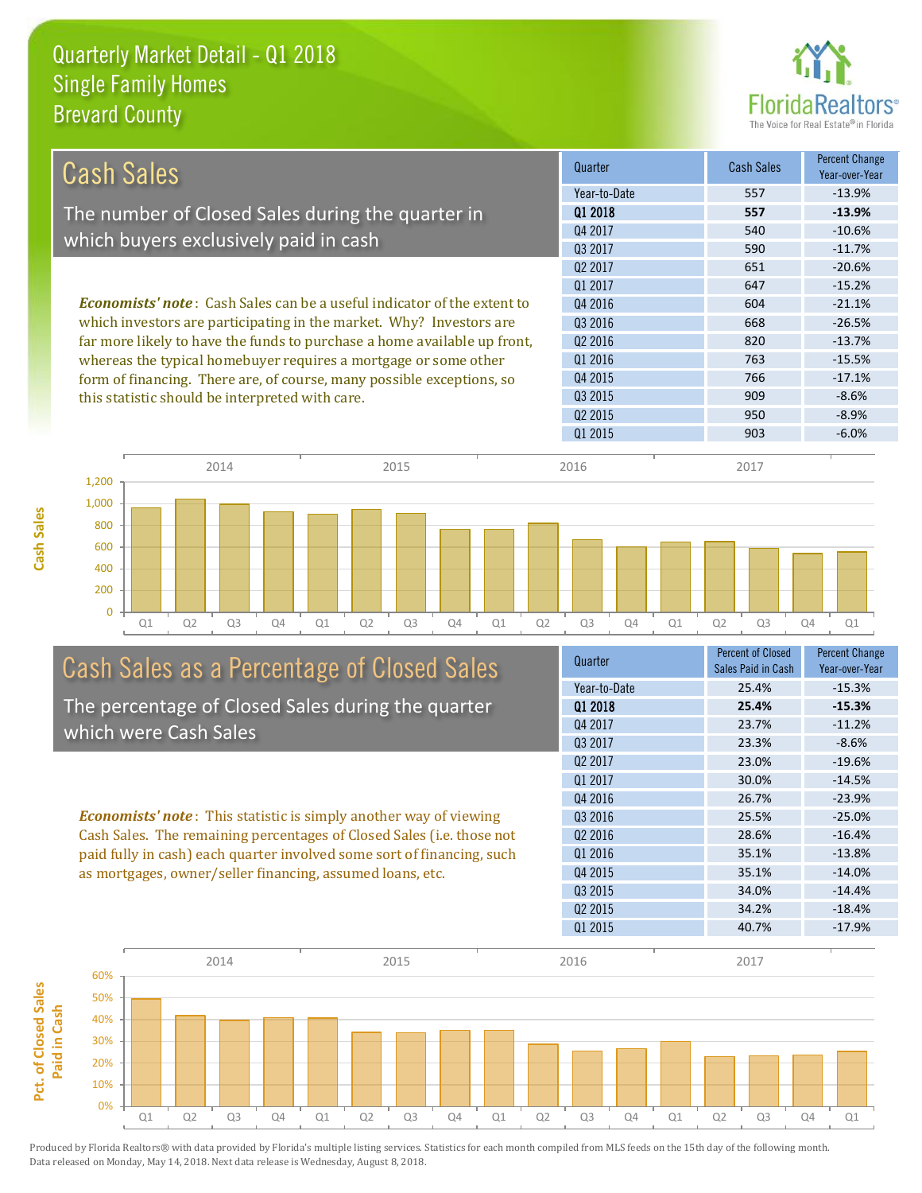# Quarterly Market Detail - Q1 2018
## Single Family Homes
## Brevard County

## Cash Sales

The number of Closed Sales during the quarter in which buyers exclusively paid in cash

***Economists' note***: Cash Sales can be a useful indicator of the extent to which investors are participating in the market. Why? Investors are far more likely to have the funds to purchase a home available up front, whereas the typical homebuyer requires a mortgage or some other form of financing. There are, of course, many possible exceptions, so this statistic should be interpreted with care.

| Quarter | Cash Sales | Percent Change Year-over-Year |
|---|---|---|
| Year-to-Date | 557 | -13.9% |
| **Q1 2018** | **557** | **-13.9%** |
| Q4 2017 | 540 | -10.6% |
| Q3 2017 | 590 | -11.7% |
| Q2 2017 | 651 | -20.6% |
| Q1 2017 | 647 | -15.2% |
| Q4 2016 | 604 | -21.1% |
| Q3 2016 | 668 | -26.5% |
| Q2 2016 | 820 | -13.7% |
| Q1 2016 | 763 | -15.5% |
| Q4 2015 | 766 | -17.1% |
| Q3 2015 | 909 | -8.6% |
| Q2 2015 | 950 | -8.9% |
| Q1 2015 | 903 | -6.0% |

## Cash Sales as a Percentage of Closed Sales

The percentage of Closed Sales during the quarter which were Cash Sales

***Economists' note***: This statistic is simply another way of viewing Cash Sales. The remaining percentages of Closed Sales (i.e. those not paid fully in cash) each quarter involved some sort of financing, such as mortgages, owner/seller financing, assumed loans, etc.

| Quarter | Percent of Closed Sales Paid in Cash | Percent Change Year-over-Year |
|---|---|---|
| Year-to-Date | 25.4% | -15.3% |
| **Q1 2018** | **25.4%** | **-15.3%** |
| Q4 2017 | 23.7% | -11.2% |
| Q3 2017 | 23.3% | -8.6% |
| Q2 2017 | 23.0% | -19.6% |
| Q1 2017 | 30.0% | -14.5% |
| Q4 2016 | 26.7% | -23.9% |
| Q3 2016 | 25.5% | -25.0% |
| Q2 2016 | 28.6% | -16.4% |
| Q1 2016 | 35.1% | -13.8% |
| Q4 2015 | 35.1% | -14.0% |
| Q3 2015 | 34.0% | -14.4% |
| Q2 2015 | 34.2% | -18.4% |
| Q1 2015 | 40.7% | -17.9% |

Produced by Florida Realtors® with data provided by Florida's multiple listing services. Statistics for each month compiled from MLS feeds on the 15th day of the following month. Data released on Monday, May 14, 2018. Next data release is Wednesday, August 8, 2018.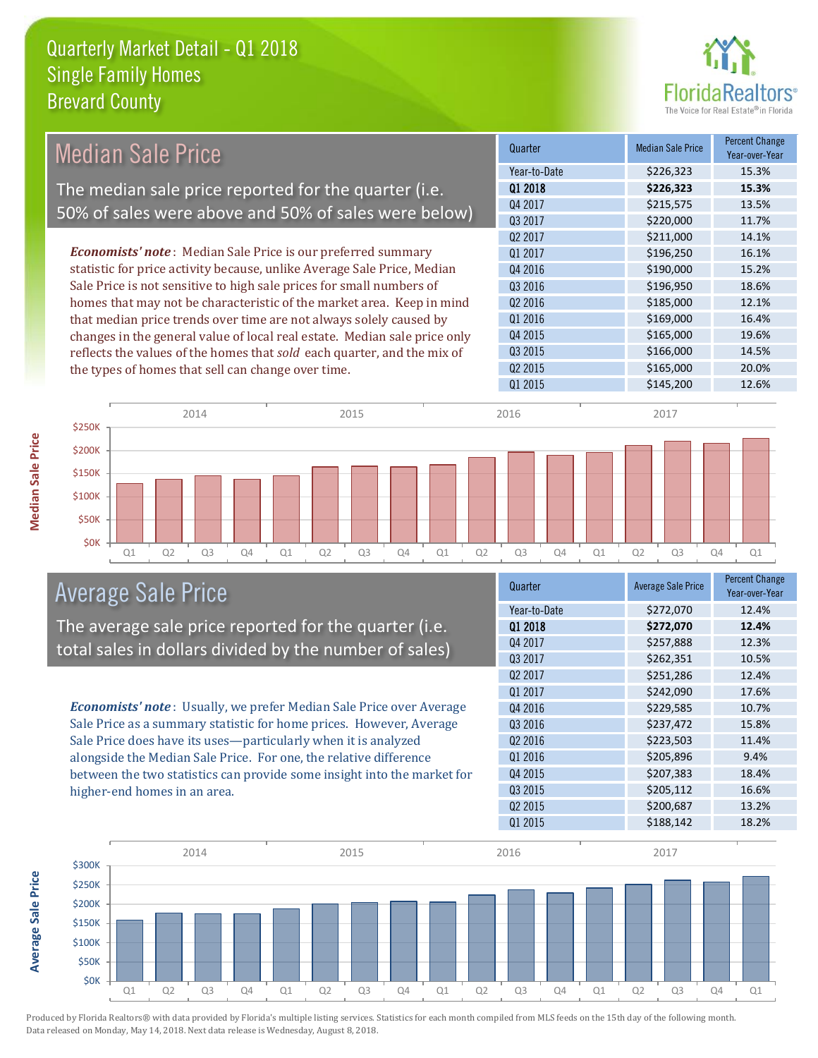# Quarterly Market Detail - Q1 2018
## Single Family Homes
## Brevard County

## Median Sale Price

The median sale price reported for the quarter (i.e. 50% of sales were above and 50% of sales were below)

***Economists' note***: Median Sale Price is our preferred summary statistic for price activity because, unlike Average Sale Price, Median Sale Price is not sensitive to high sale prices for small numbers of homes that may not be characteristic of the market area. Keep in mind that median price trends over time are not always solely caused by changes in the general value of local real estate. Median sale price only reflects the values of the homes that *sold* each quarter, and the mix of the types of homes that sell can change over time.

| Quarter | Median Sale Price | Percent Change Year-over-Year |
|---|---|---|
| Year-to-Date | $226,323 | 15.3% |
| **Q1 2018** | **$226,323** | **15.3%** |
| Q4 2017 | $215,575 | 13.5% |
| Q3 2017 | $220,000 | 11.7% |
| Q2 2017 | $211,000 | 14.1% |
| Q1 2017 | $196,250 | 16.1% |
| Q4 2016 | $190,000 | 15.2% |
| Q3 2016 | $196,950 | 18.6% |
| Q2 2016 | $185,000 | 12.1% |
| Q1 2016 | $169,000 | 16.4% |
| Q4 2015 | $165,000 | 19.6% |
| Q3 2015 | $166,000 | 14.5% |
| Q2 2015 | $165,000 | 20.0% |
| Q1 2015 | $145,200 | 12.6% |

## Average Sale Price

The average sale price reported for the quarter (i.e. total sales in dollars divided by the number of sales)

***Economists' note***: Usually, we prefer Median Sale Price over Average Sale Price as a summary statistic for home prices. However, Average Sale Price does have its uses—particularly when it is analyzed alongside the Median Sale Price. For one, the relative difference between the two statistics can provide some insight into the market for higher-end homes in an area.

| Quarter | Average Sale Price | Percent Change Year-over-Year |
|---|---|---|
| Year-to-Date | $272,070 | 12.4% |
| **Q1 2018** | **$272,070** | **12.4%** |
| Q4 2017 | $257,888 | 12.3% |
| Q3 2017 | $262,351 | 10.5% |
| Q2 2017 | $251,286 | 12.4% |
| Q1 2017 | $242,090 | 17.6% |
| Q4 2016 | $229,585 | 10.7% |
| Q3 2016 | $237,472 | 15.8% |
| Q2 2016 | $223,503 | 11.4% |
| Q1 2016 | $205,896 | 9.4% |
| Q4 2015 | $207,383 | 18.4% |
| Q3 2015 | $205,112 | 16.6% |
| Q2 2015 | $200,687 | 13.2% |
| Q1 2015 | $188,142 | 18.2% |

Produced by Florida Realtors® with data provided by Florida's multiple listing services. Statistics for each month compiled from MLS feeds on the 15th day of the following month. Data released on Monday, May 14, 2018. Next data release is Wednesday, August 8, 2018.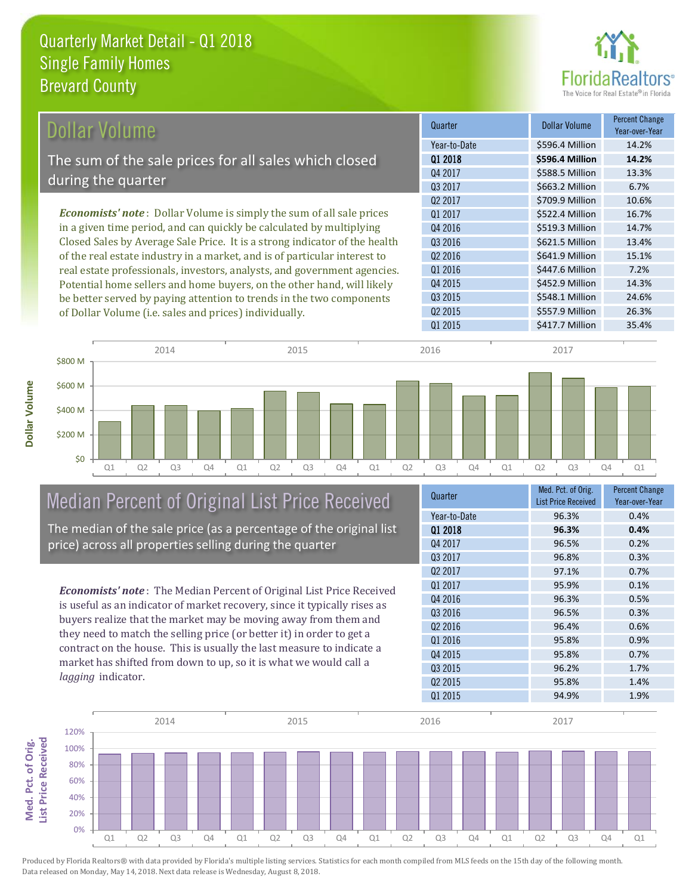# Quarterly Market Detail - Q1 2018
## Single Family Homes
## Brevard County

## Dollar Volume

The sum of the sale prices for all sales which closed during the quarter

*Economists' note*: Dollar Volume is simply the sum of all sale prices in a given time period, and can quickly be calculated by multiplying Closed Sales by Average Sale Price. It is a strong indicator of the health of the real estate industry in a market, and is of particular interest to real estate professionals, investors, analysts, and government agencies. Potential home sellers and home buyers, on the other hand, will likely be better served by paying attention to trends in the two components of Dollar Volume (i.e. sales and prices) individually.

| Quarter | Dollar Volume | Percent Change Year-over-Year |
|---|---|---|
| Year-to-Date | $596.4 Million | 14.2% |
| **Q1 2018** | **$596.4 Million** | **14.2%** |
| Q4 2017 | $588.5 Million | 13.3% |
| Q3 2017 | $663.2 Million | 6.7% |
| Q2 2017 | $709.9 Million | 10.6% |
| Q1 2017 | $522.4 Million | 16.7% |
| Q4 2016 | $519.3 Million | 14.7% |
| Q3 2016 | $621.5 Million | 13.4% |
| Q2 2016 | $641.9 Million | 15.1% |
| Q1 2016 | $447.6 Million | 7.2% |
| Q4 2015 | $452.9 Million | 14.3% |
| Q3 2015 | $548.1 Million | 24.6% |
| Q2 2015 | $557.9 Million | 26.3% |
| Q1 2015 | $417.7 Million | 35.4% |

## Median Percent of Original List Price Received

The median of the sale price (as a percentage of the original list price) across all properties selling during the quarter

*Economists' note*: The Median Percent of Original List Price Received is useful as an indicator of market recovery, since it typically rises as buyers realize that the market may be moving away from them and they need to match the selling price (or better it) in order to get a contract on the house. This is usually the last measure to indicate a market has shifted from down to up, so it is what we would call a *lagging* indicator.

| Quarter | Med. Pct. of Orig. List Price Received | Percent Change Year-over-Year |
|---|---|---|
| Year-to-Date | 96.3% | 0.4% |
| **Q1 2018** | **96.3%** | **0.4%** |
| Q4 2017 | 96.5% | 0.2% |
| Q3 2017 | 96.8% | 0.3% |
| Q2 2017 | 97.1% | 0.7% |
| Q1 2017 | 95.9% | 0.1% |
| Q4 2016 | 96.3% | 0.5% |
| Q3 2016 | 96.5% | 0.3% |
| Q2 2016 | 96.4% | 0.6% |
| Q1 2016 | 95.8% | 0.9% |
| Q4 2015 | 95.8% | 0.7% |
| Q3 2015 | 96.2% | 1.7% |
| Q2 2015 | 95.8% | 1.4% |
| Q1 2015 | 94.9% | 1.9% |

Produced by Florida Realtors® with data provided by Florida's multiple listing services. Statistics for each month compiled from MLS feeds on the 15th day of the following month. Data released on Monday, May 14, 2018. Next data release is Wednesday, August 8, 2018.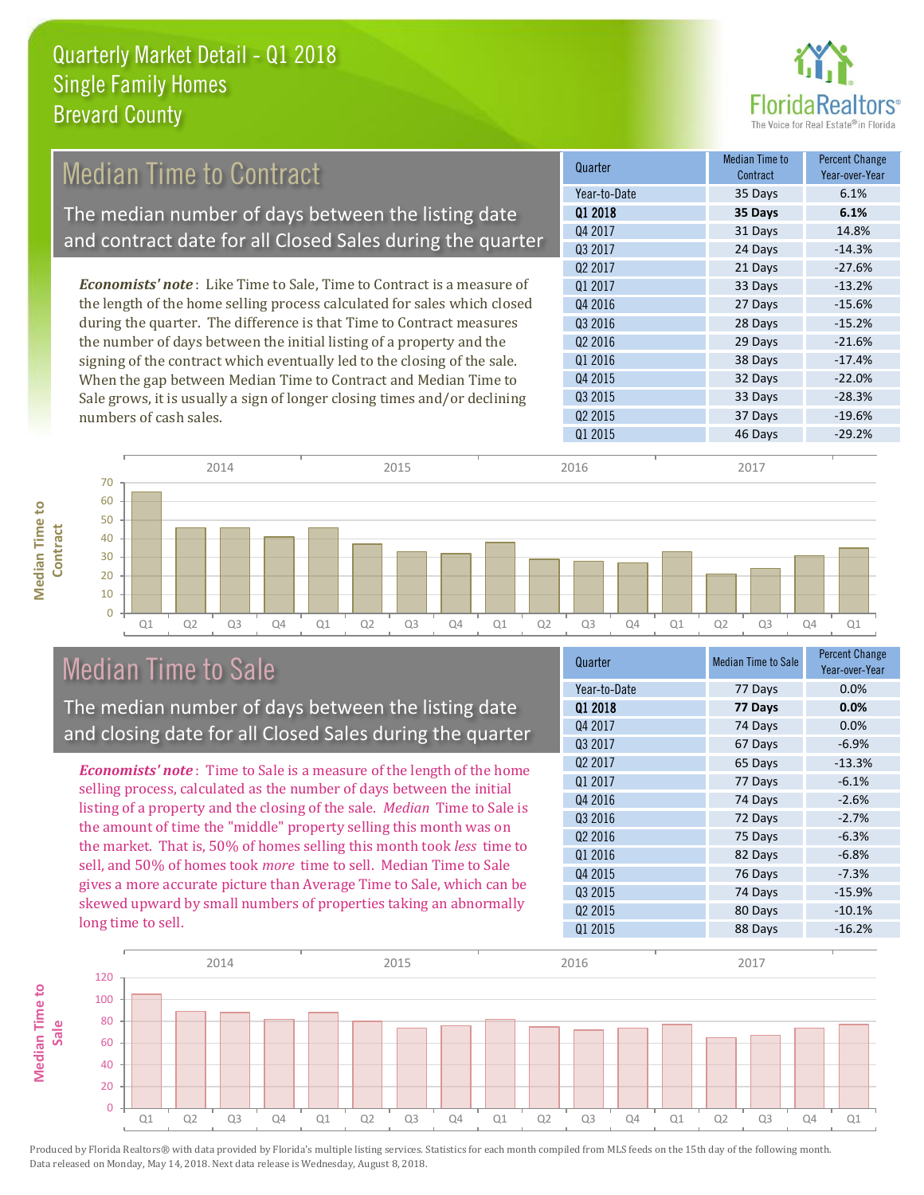# Quarterly Market Detail - Q1 2018
## Single Family Homes
## Brevard County

## Median Time to Contract

The median number of days between the listing date and contract date for all Closed Sales during the quarter

*Economists' note*: Like Time to Sale, Time to Contract is a measure of the length of the home selling process calculated for sales which closed during the quarter. The difference is that Time to Contract measures the number of days between the initial listing of a property and the signing of the contract which eventually led to the closing of the sale. When the gap between Median Time to Contract and Median Time to Sale grows, it is usually a sign of longer closing times and/or declining numbers of cash sales.

| Quarter | Median Time to Contract | Percent Change Year-over-Year |
|---|---|---|
| Year-to-Date | 35 Days | 6.1% |
| **Q1 2018** | **35 Days** | **6.1%** |
| Q4 2017 | 31 Days | 14.8% |
| Q3 2017 | 24 Days | -14.3% |
| Q2 2017 | 21 Days | -27.6% |
| Q1 2017 | 33 Days | -13.2% |
| Q4 2016 | 27 Days | -15.6% |
| Q3 2016 | 28 Days | -15.2% |
| Q2 2016 | 29 Days | -21.6% |
| Q1 2016 | 38 Days | -17.4% |
| Q4 2015 | 32 Days | -22.0% |
| Q3 2015 | 33 Days | -28.3% |
| Q2 2015 | 37 Days | -19.6% |
| Q1 2015 | 46 Days | -29.2% |

## Median Time to Sale

The median number of days between the listing date and closing date for all Closed Sales during the quarter

*Economists' note*: Time to Sale is a measure of the length of the home selling process, calculated as the number of days between the initial listing of a property and the closing of the sale. *Median* Time to Sale is the amount of time the "middle" property selling this month was on the market. That is, 50% of homes selling this month took *less* time to sell, and 50% of homes took *more* time to sell. Median Time to Sale gives a more accurate picture than Average Time to Sale, which can be skewed upward by small numbers of properties taking an abnormally long time to sell.

| Quarter | Median Time to Sale | Percent Change Year-over-Year |
|---|---|---|
| Year-to-Date | 77 Days | 0.0% |
| **Q1 2018** | **77 Days** | **0.0%** |
| Q4 2017 | 74 Days | 0.0% |
| Q3 2017 | 67 Days | -6.9% |
| Q2 2017 | 65 Days | -13.3% |
| Q1 2017 | 77 Days | -6.1% |
| Q4 2016 | 74 Days | -2.6% |
| Q3 2016 | 72 Days | -2.7% |
| Q2 2016 | 75 Days | -6.3% |
| Q1 2016 | 82 Days | -6.8% |
| Q4 2015 | 76 Days | -7.3% |
| Q3 2015 | 74 Days | -15.9% |
| Q2 2015 | 80 Days | -10.1% |
| Q1 2015 | 88 Days | -16.2% |

Produced by Florida Realtors® with data provided by Florida's multiple listing services. Statistics for each month compiled from MLS feeds on the 15th day of the following month. Data released on Monday, May 14, 2018. Next data release is Wednesday, August 8, 2018.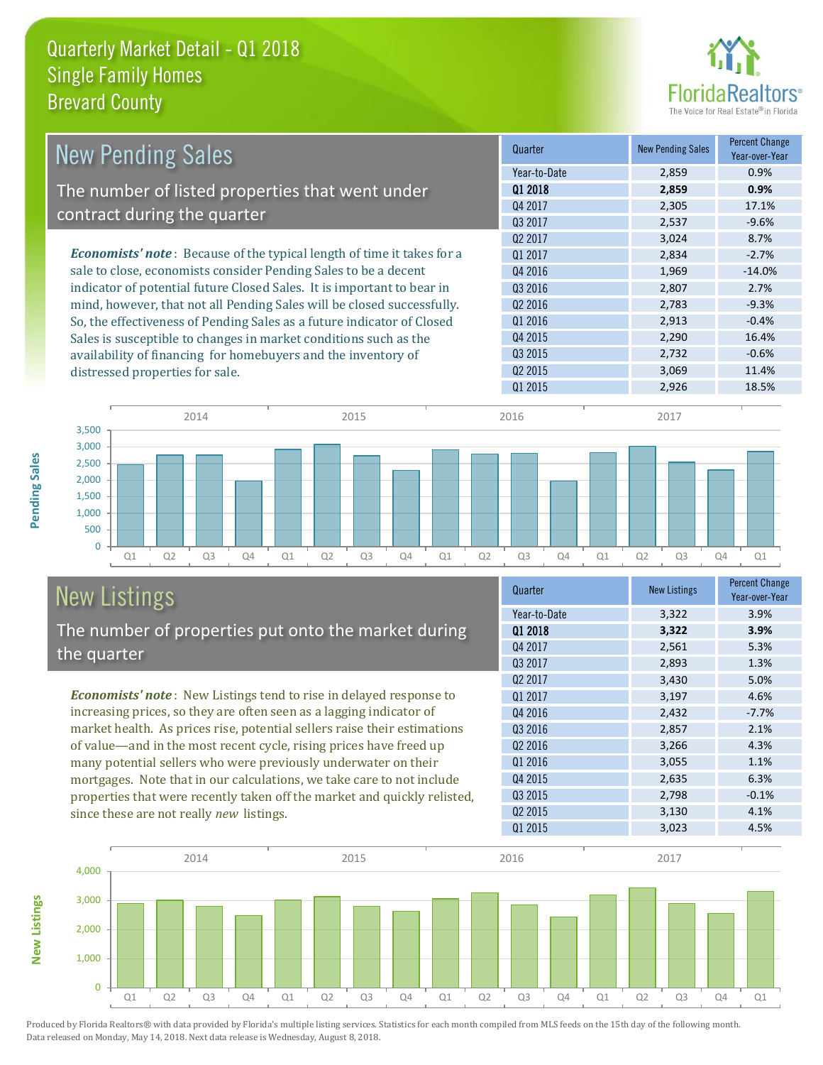# Quarterly Market Detail - Q1 2018
## Single Family Homes
## Brevard County

## New Pending Sales

The number of listed properties that went under contract during the quarter

***Economists' note***: Because of the typical length of time it takes for a sale to close, economists consider Pending Sales to be a decent indicator of potential future Closed Sales. It is important to bear in mind, however, that not all Pending Sales will be closed successfully. So, the effectiveness of Pending Sales as a future indicator of Closed Sales is susceptible to changes in market conditions such as the availability of financing for homebuyers and the inventory of distressed properties for sale.

| Quarter | New Pending Sales | Percent Change Year-over-Year |
|---|---|---|
| Year-to-Date | 2,859 | 0.9% |
| **Q1 2018** | **2,859** | **0.9%** |
| Q4 2017 | 2,305 | 17.1% |
| Q3 2017 | 2,537 | -9.6% |
| Q2 2017 | 3,024 | 8.7% |
| Q1 2017 | 2,834 | -2.7% |
| Q4 2016 | 1,969 | -14.0% |
| Q3 2016 | 2,807 | 2.7% |
| Q2 2016 | 2,783 | -9.3% |
| Q1 2016 | 2,913 | -0.4% |
| Q4 2015 | 2,290 | 16.4% |
| Q3 2015 | 2,732 | -0.6% |
| Q2 2015 | 3,069 | 11.4% |
| Q1 2015 | 2,926 | 18.5% |

## New Listings

The number of properties put onto the market during the quarter

***Economists' note***: New Listings tend to rise in delayed response to increasing prices, so they are often seen as a lagging indicator of market health. As prices rise, potential sellers raise their estimations of value—and in the most recent cycle, rising prices have freed up many potential sellers who were previously underwater on their mortgages. Note that in our calculations, we take care to not include properties that were recently taken off the market and quickly relisted, since these are not really *new* listings.

| Quarter | New Listings | Percent Change Year-over-Year |
|---|---|---|
| Year-to-Date | 3,322 | 3.9% |
| **Q1 2018** | **3,322** | **3.9%** |
| Q4 2017 | 2,561 | 5.3% |
| Q3 2017 | 2,893 | 1.3% |
| Q2 2017 | 3,430 | 5.0% |
| Q1 2017 | 3,197 | 4.6% |
| Q4 2016 | 2,432 | -7.7% |
| Q3 2016 | 2,857 | 2.1% |
| Q2 2016 | 3,266 | 4.3% |
| Q1 2016 | 3,055 | 1.1% |
| Q4 2015 | 2,635 | 6.3% |
| Q3 2015 | 2,798 | -0.1% |
| Q2 2015 | 3,130 | 4.1% |
| Q1 2015 | 3,023 | 4.5% |

Produced by Florida Realtors® with data provided by Florida's multiple listing services. Statistics for each month compiled from MLS feeds on the 15th day of the following month. Data released on Monday, May 14, 2018. Next data release is Wednesday, August 8, 2018.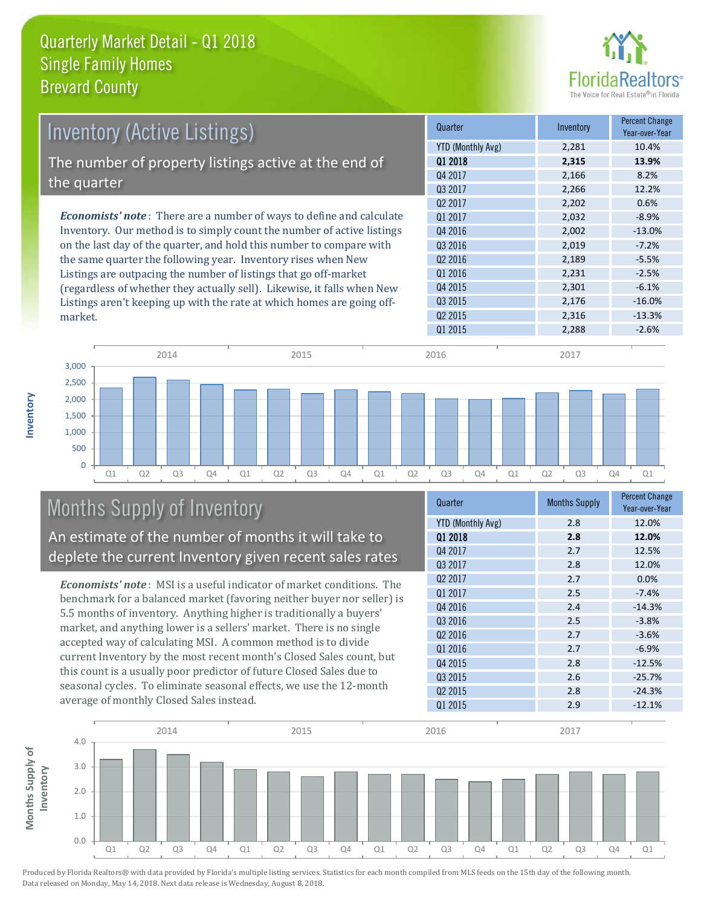# Quarterly Market Detail - Q1 2018
## Single Family Homes
## Brevard County

## Inventory (Active Listings)

The number of property listings active at the end of the quarter

*Economists' note*: There are a number of ways to define and calculate Inventory. Our method is to simply count the number of active listings on the last day of the quarter, and hold this number to compare with the same quarter the following year. Inventory rises when New Listings are outpacing the number of listings that go off-market (regardless of whether they actually sell). Likewise, it falls when New Listings aren't keeping up with the rate at which homes are going off-market.

| Quarter | Inventory | Percent Change Year-over-Year |
|---|---|---|
| YTD (Monthly Avg) | 2,281 | 10.4% |
| **Q1 2018** | **2,315** | **13.9%** |
| Q4 2017 | 2,166 | 8.2% |
| Q3 2017 | 2,266 | 12.2% |
| Q2 2017 | 2,202 | 0.6% |
| Q1 2017 | 2,032 | -8.9% |
| Q4 2016 | 2,002 | -13.0% |
| Q3 2016 | 2,019 | -7.2% |
| Q2 2016 | 2,189 | -5.5% |
| Q1 2016 | 2,231 | -2.5% |
| Q4 2015 | 2,301 | -6.1% |
| Q3 2015 | 2,176 | -16.0% |
| Q2 2015 | 2,316 | -13.3% |
| Q1 2015 | 2,288 | -2.6% |

## Months Supply of Inventory

An estimate of the number of months it will take to deplete the current Inventory given recent sales rates

*Economists' note*: MSI is a useful indicator of market conditions. The benchmark for a balanced market (favoring neither buyer nor seller) is 5.5 months of inventory. Anything higher is traditionally a buyers' market, and anything lower is a sellers' market. There is no single accepted way of calculating MSI. A common method is to divide current Inventory by the most recent month's Closed Sales count, but this count is a usually poor predictor of future Closed Sales due to seasonal cycles. To eliminate seasonal effects, we use the 12-month average of monthly Closed Sales instead.

| Quarter | Months Supply | Percent Change Year-over-Year |
|---|---|---|
| YTD (Monthly Avg) | 2.8 | 12.0% |
| **Q1 2018** | **2.8** | **12.0%** |
| Q4 2017 | 2.7 | 12.5% |
| Q3 2017 | 2.8 | 12.0% |
| Q2 2017 | 2.7 | 0.0% |
| Q1 2017 | 2.5 | -7.4% |
| Q4 2016 | 2.4 | -14.3% |
| Q3 2016 | 2.5 | -3.8% |
| Q2 2016 | 2.7 | -3.6% |
| Q1 2016 | 2.7 | -6.9% |
| Q4 2015 | 2.8 | -12.5% |
| Q3 2015 | 2.6 | -25.7% |
| Q2 2015 | 2.8 | -24.3% |
| Q1 2015 | 2.9 | -12.1% |

Produced by Florida Realtors® with data provided by Florida's multiple listing services. Statistics for each month compiled from MLS feeds on the 15th day of the following month. Data released on Monday, May 14, 2018. Next data release is Wednesday, August 8, 2018.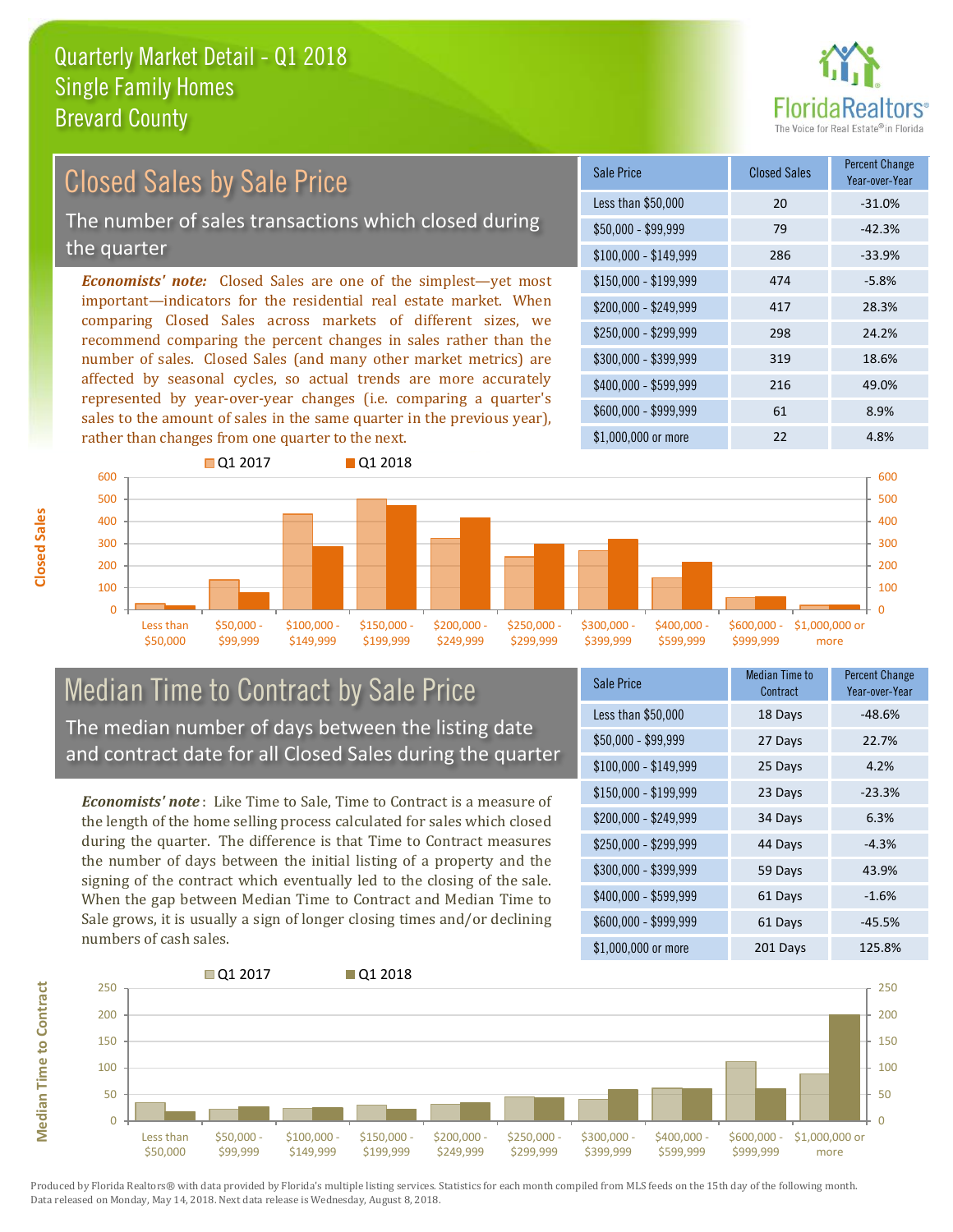# Quarterly Market Detail - Q1 2018
## Single Family Homes
## Brevard County

## Closed Sales by Sale Price

The number of sales transactions which closed during the quarter

*Economists' note:* Closed Sales are one of the simplest—yet most important—indicators for the residential real estate market. When comparing Closed Sales across markets of different sizes, we recommend comparing the percent changes in sales rather than the number of sales. Closed Sales (and many other market metrics) are affected by seasonal cycles, so actual trends are more accurately represented by year-over-year changes (i.e. comparing a quarter's sales to the amount of sales in the same quarter in the previous year), rather than changes from one quarter to the next.

| Sale Price | Closed Sales | Percent Change Year-over-Year |
|---|---|---|
| Less than $50,000 | 20 | -31.0% |
| $50,000 - $99,999 | 79 | -42.3% |
| $100,000 - $149,999 | 286 | -33.9% |
| $150,000 - $199,999 | 474 | -5.8% |
| $200,000 - $249,999 | 417 | 28.3% |
| $250,000 - $299,999 | 298 | 24.2% |
| $300,000 - $399,999 | 319 | 18.6% |
| $400,000 - $599,999 | 216 | 49.0% |
| $600,000 - $999,999 | 61 | 8.9% |
| $1,000,000 or more | 22 | 4.8% |

## Median Time to Contract by Sale Price

The median number of days between the listing date and contract date for all Closed Sales during the quarter

*Economists' note*: Like Time to Sale, Time to Contract is a measure of the length of the home selling process calculated for sales which closed during the quarter. The difference is that Time to Contract measures the number of days between the initial listing of a property and the signing of the contract which eventually led to the closing of the sale. When the gap between Median Time to Contract and Median Time to Sale grows, it is usually a sign of longer closing times and/or declining numbers of cash sales.

| Sale Price | Median Time to Contract | Percent Change Year-over-Year |
|---|---|---|
| Less than $50,000 | 18 Days | -48.6% |
| $50,000 - $99,999 | 27 Days | 22.7% |
| $100,000 - $149,999 | 25 Days | 4.2% |
| $150,000 - $199,999 | 23 Days | -23.3% |
| $200,000 - $249,999 | 34 Days | 6.3% |
| $250,000 - $299,999 | 44 Days | -4.3% |
| $300,000 - $399,999 | 59 Days | 43.9% |
| $400,000 - $599,999 | 61 Days | -1.6% |
| $600,000 - $999,999 | 61 Days | -45.5% |
| $1,000,000 or more | 201 Days | 125.8% |

Produced by Florida Realtors® with data provided by Florida's multiple listing services. Statistics for each month compiled from MLS feeds on the 15th day of the following month. Data released on Monday, May 14, 2018. Next data release is Wednesday, August 8, 2018.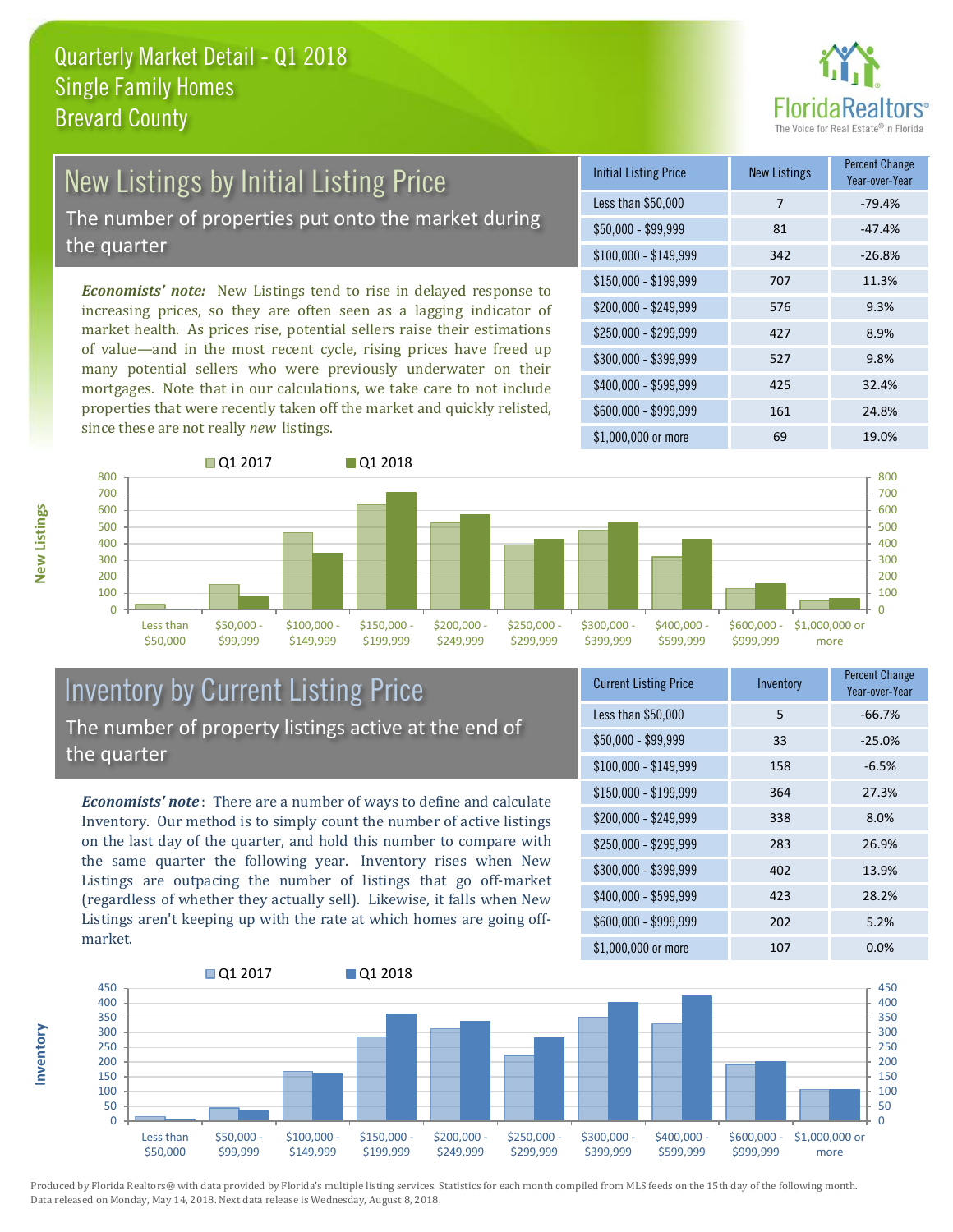# Quarterly Market Detail - Q1 2018
## Single Family Homes
## Brevard County

## New Listings by Initial Listing Price

The number of properties put onto the market during the quarter

*Economists' note:* New Listings tend to rise in delayed response to increasing prices, so they are often seen as a lagging indicator of market health. As prices rise, potential sellers raise their estimations of value—and in the most recent cycle, rising prices have freed up many potential sellers who were previously underwater on their mortgages. Note that in our calculations, we take care to not include properties that were recently taken off the market and quickly relisted, since these are not really *new* listings.

| Initial Listing Price | New Listings | Percent Change Year-over-Year |
|---|---|---|
| Less than $50,000 | 7 | -79.4% |
| $50,000 - $99,999 | 81 | -47.4% |
| $100,000 - $149,999 | 342 | -26.8% |
| $150,000 - $199,999 | 707 | 11.3% |
| $200,000 - $249,999 | 576 | 9.3% |
| $250,000 - $299,999 | 427 | 8.9% |
| $300,000 - $399,999 | 527 | 9.8% |
| $400,000 - $599,999 | 425 | 32.4% |
| $600,000 - $999,999 | 161 | 24.8% |
| $1,000,000 or more | 69 | 19.0% |

## Inventory by Current Listing Price

The number of property listings active at the end of the quarter

*Economists' note*: There are a number of ways to define and calculate Inventory. Our method is to simply count the number of active listings on the last day of the quarter, and hold this number to compare with the same quarter the following year. Inventory rises when New Listings are outpacing the number of listings that go off-market (regardless of whether they actually sell). Likewise, it falls when New Listings aren't keeping up with the rate at which homes are going off-market.

| Current Listing Price | Inventory | Percent Change Year-over-Year |
|---|---|---|
| Less than $50,000 | 5 | -66.7% |
| $50,000 - $99,999 | 33 | -25.0% |
| $100,000 - $149,999 | 158 | -6.5% |
| $150,000 - $199,999 | 364 | 27.3% |
| $200,000 - $249,999 | 338 | 8.0% |
| $250,000 - $299,999 | 283 | 26.9% |
| $300,000 - $399,999 | 402 | 13.9% |
| $400,000 - $599,999 | 423 | 28.2% |
| $600,000 - $999,999 | 202 | 5.2% |
| $1,000,000 or more | 107 | 0.0% |

Produced by Florida Realtors® with data provided by Florida's multiple listing services. Statistics for each month compiled from MLS feeds on the 15th day of the following month. Data released on Monday, May 14, 2018. Next data release is Wednesday, August 8, 2018.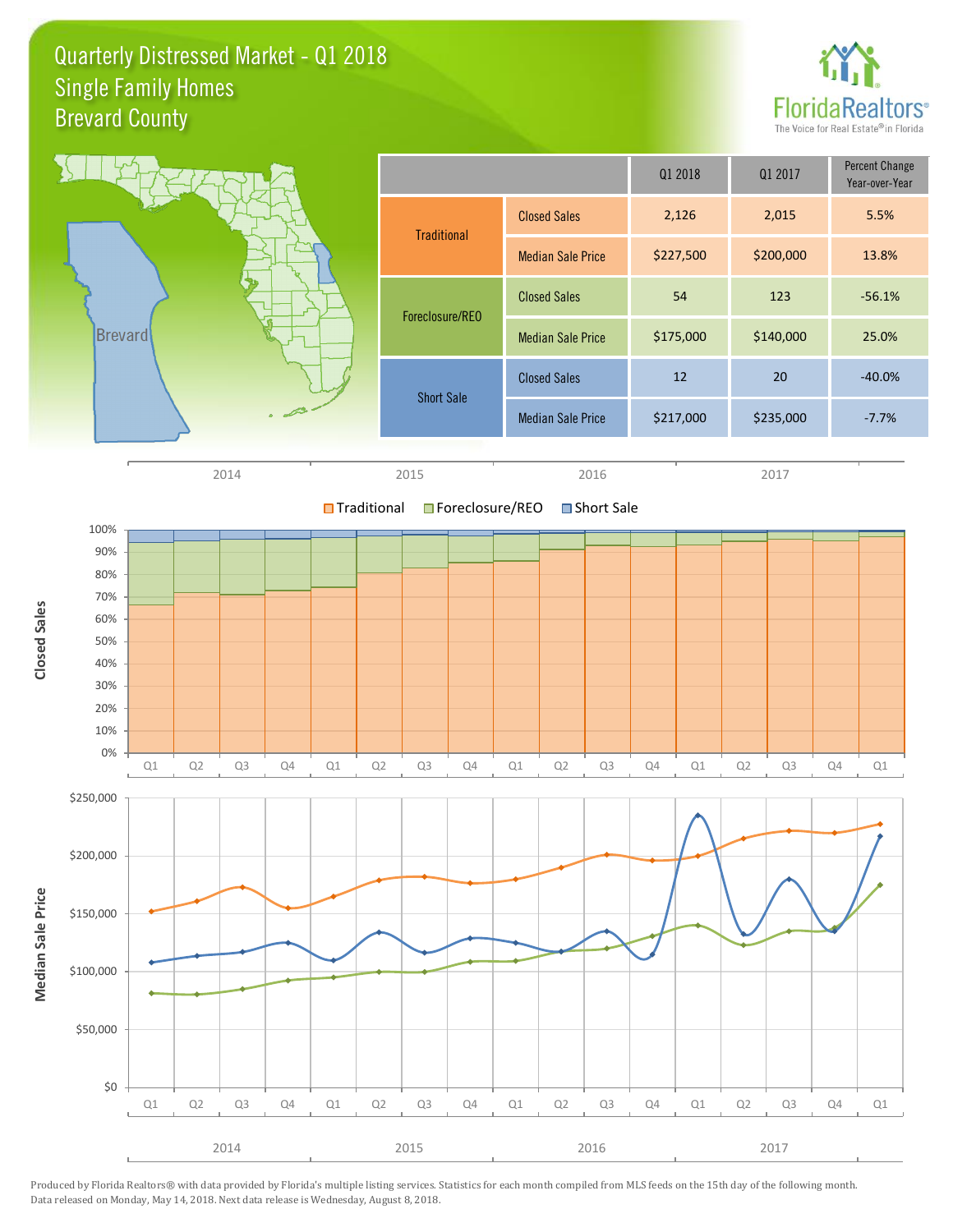# Quarterly Distressed Market - Q1 2018
## Single Family Homes
## Brevard County

FloridaRealtors®
The Voice for Real Estate® in Florida

Brevard

| | | Q1 2018 | Q1 2017 | Percent Change Year-over-Year |
|---|---|---|---|---|
| Traditional | Closed Sales | 2,126 | 2,015 | 5.5% |
| | Median Sale Price | $227,500 | $200,000 | 13.8% |
| Foreclosure/REO | Closed Sales | 54 | 123 | -56.1% |
| | Median Sale Price | $175,000 | $140,000 | 25.0% |
| Short Sale | Closed Sales | 12 | 20 | -40.0% |
| | Median Sale Price | $217,000 | $235,000 | -7.7% |

2014 2015 2016 2017

Traditional Foreclosure/REO Short Sale

Closed Sales

100%
90%
80%
70%
60%
50%
40%
30%
20%
10%
0%

Q1 Q2 Q3 Q4 Q1 Q2 Q3 Q4 Q1 Q2 Q3 Q4 Q1 Q2 Q3 Q4 Q1

Median Sale Price

$250,000
$200,000
$150,000
$100,000
$50,000
$0

Q1 Q2 Q3 Q4 Q1 Q2 Q3 Q4 Q1 Q2 Q3 Q4 Q1 Q2 Q3 Q4 Q1

2014 2015 2016 2017

Produced by Florida Realtors® with data provided by Florida's multiple listing services. Statistics for each month compiled from MLS feeds on the 15th day of the following month. Data released on Monday, May 14, 2018. Next data release is Wednesday, August 8, 2018.